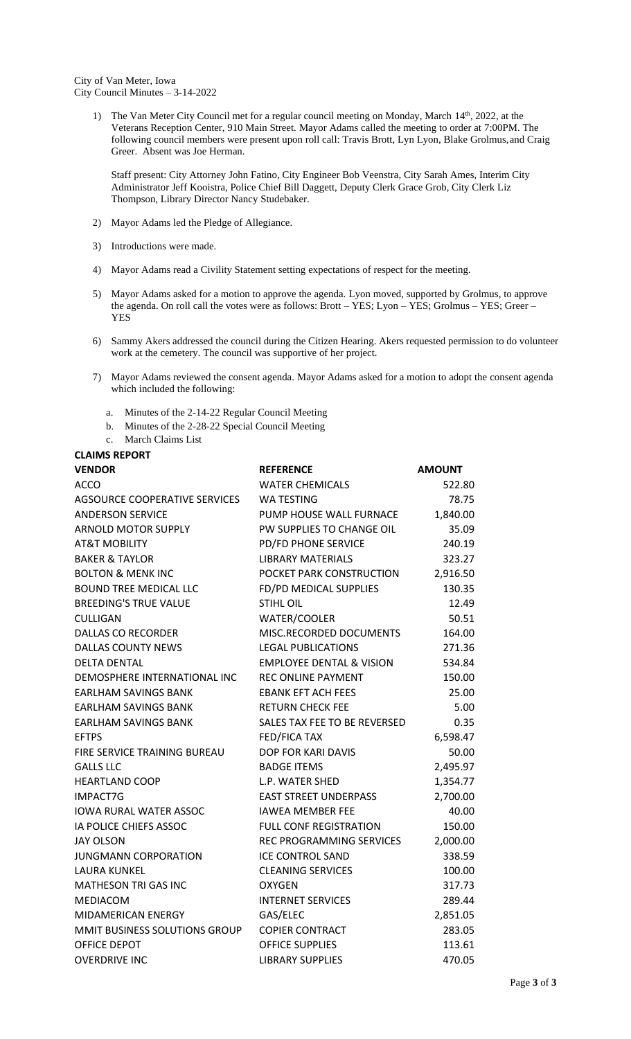City of Van Meter, Iowa
City Council Minutes – 3-14-2022

1) The Van Meter City Council met for a regular council meeting on Monday, March 14th, 2022, at the Veterans Reception Center, 910 Main Street. Mayor Adams called the meeting to order at 7:00PM. The following council members were present upon roll call: Travis Brott, Lyn Lyon, Blake Grolmus, and Craig Greer. Absent was Joe Herman.

   Staff present: City Attorney John Fatino, City Engineer Bob Veenstra, City Sarah Ames, Interim City Administrator Jeff Kooistra, Police Chief Bill Daggett, Deputy Clerk Grace Grob, City Clerk Liz Thompson, Library Director Nancy Studebaker.

2) Mayor Adams led the Pledge of Allegiance.

3) Introductions were made.

4) Mayor Adams read a Civility Statement setting expectations of respect for the meeting.

5) Mayor Adams asked for a motion to approve the agenda. Lyon moved, supported by Grolmus, to approve the agenda. On roll call the votes were as follows: Brott – YES; Lyon – YES; Grolmus – YES; Greer – YES

6) Sammy Akers addressed the council during the Citizen Hearing. Akers requested permission to do volunteer work at the cemetery. The council was supportive of her project.

7) Mayor Adams reviewed the consent agenda. Mayor Adams asked for a motion to adopt the consent agenda which included the following:

   a. Minutes of the 2-14-22 Regular Council Meeting
   b. Minutes of the 2-28-22 Special Council Meeting
   c. March Claims List

**CLAIMS REPORT**

| VENDOR | REFERENCE | AMOUNT |
|---|---|---|
| ACCO | WATER CHEMICALS | 522.80 |
| AGSOURCE COOPERATIVE SERVICES | WA TESTING | 78.75 |
| ANDERSON SERVICE | PUMP HOUSE WALL FURNACE | 1,840.00 |
| ARNOLD MOTOR SUPPLY | PW SUPPLIES TO CHANGE OIL | 35.09 |
| AT&T MOBILITY | PD/FD PHONE SERVICE | 240.19 |
| BAKER & TAYLOR | LIBRARY MATERIALS | 323.27 |
| BOLTON & MENK INC | POCKET PARK CONSTRUCTION | 2,916.50 |
| BOUND TREE MEDICAL LLC | FD/PD MEDICAL SUPPLIES | 130.35 |
| BREEDING'S TRUE VALUE | STIHL OIL | 12.49 |
| CULLIGAN | WATER/COOLER | 50.51 |
| DALLAS CO RECORDER | MISC.RECORDED DOCUMENTS | 164.00 |
| DALLAS COUNTY NEWS | LEGAL PUBLICATIONS | 271.36 |
| DELTA DENTAL | EMPLOYEE DENTAL & VISION | 534.84 |
| DEMOSPHERE INTERNATIONAL INC | REC ONLINE PAYMENT | 150.00 |
| EARLHAM SAVINGS BANK | EBANK EFT ACH FEES | 25.00 |
| EARLHAM SAVINGS BANK | RETURN CHECK FEE | 5.00 |
| EARLHAM SAVINGS BANK | SALES TAX FEE TO BE REVERSED | 0.35 |
| EFTPS | FED/FICA TAX | 6,598.47 |
| FIRE SERVICE TRAINING BUREAU | DOP FOR KARI DAVIS | 50.00 |
| GALLS LLC | BADGE ITEMS | 2,495.97 |
| HEARTLAND COOP | L.P. WATER SHED | 1,354.77 |
| IMPACT7G | EAST STREET UNDERPASS | 2,700.00 |
| IOWA RURAL WATER ASSOC | IAWEA MEMBER FEE | 40.00 |
| IA POLICE CHIEFS ASSOC | FULL CONF REGISTRATION | 150.00 |
| JAY OLSON | REC PROGRAMMING SERVICES | 2,000.00 |
| JUNGMANN CORPORATION | ICE CONTROL SAND | 338.59 |
| LAURA KUNKEL | CLEANING SERVICES | 100.00 |
| MATHESON TRI GAS INC | OXYGEN | 317.73 |
| MEDIACOM | INTERNET SERVICES | 289.44 |
| MIDAMERICAN ENERGY | GAS/ELEC | 2,851.05 |
| MMIT BUSINESS SOLUTIONS GROUP | COPIER CONTRACT | 283.05 |
| OFFICE DEPOT | OFFICE SUPPLIES | 113.61 |
| OVERDRIVE INC | LIBRARY SUPPLIES | 470.05 |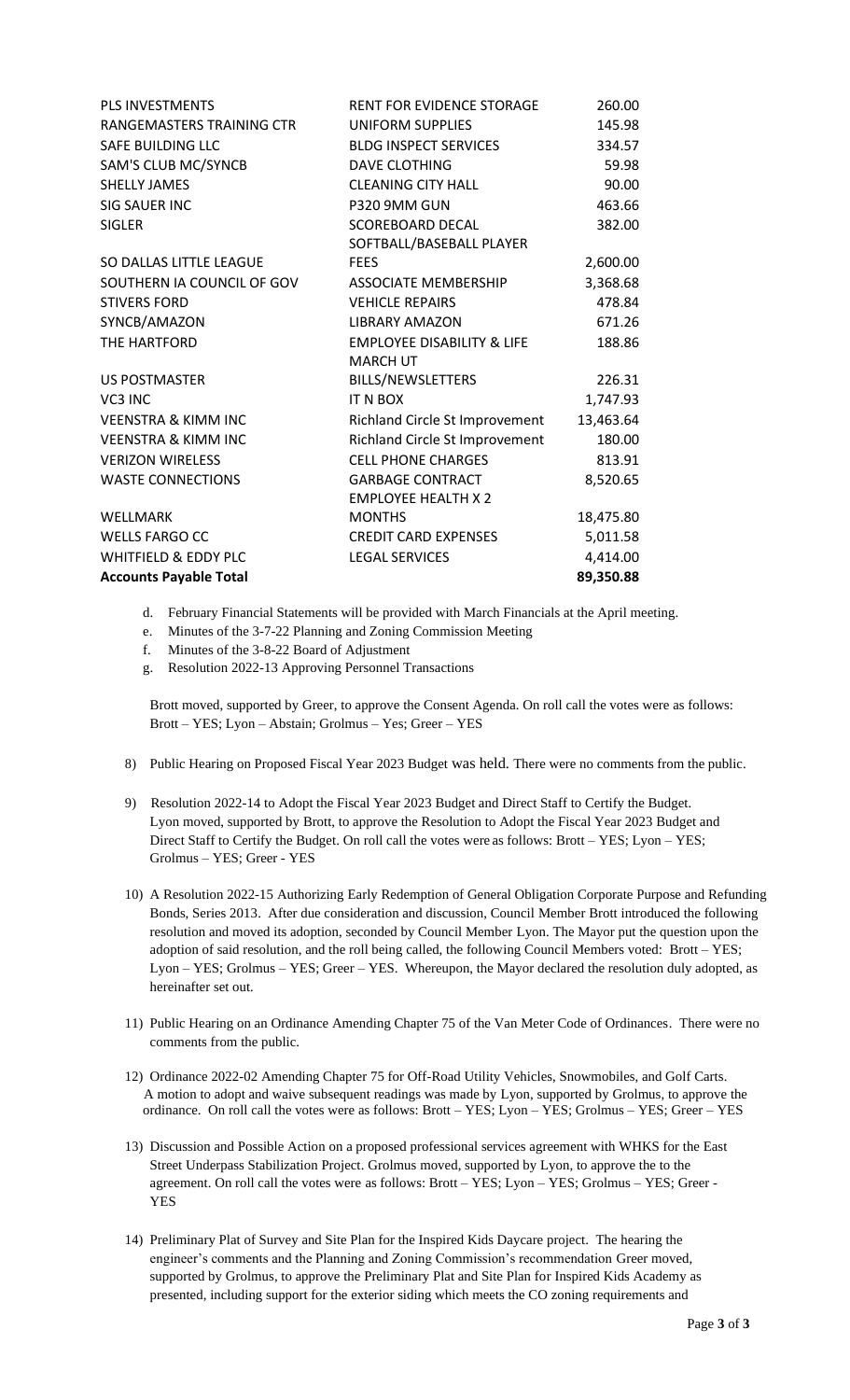| | | |
|---|---|---|
| PLS INVESTMENTS | RENT FOR EVIDENCE STORAGE | 260.00 |
| RANGEMASTERS TRAINING CTR | UNIFORM SUPPLIES | 145.98 |
| SAFE BUILDING LLC | BLDG INSPECT SERVICES | 334.57 |
| SAM'S CLUB MC/SYNCB | DAVE CLOTHING | 59.98 |
| SHELLY JAMES | CLEANING CITY HALL | 90.00 |
| SIG SAUER INC | P320 9MM GUN | 463.66 |
| SIGLER | SCOREBOARD DECAL | 382.00 |
| SO DALLAS LITTLE LEAGUE | SOFTBALL/BASEBALL PLAYER FEES | 2,600.00 |
| SOUTHERN IA COUNCIL OF GOV | ASSOCIATE MEMBERSHIP | 3,368.68 |
| STIVERS FORD | VEHICLE REPAIRS | 478.84 |
| SYNCB/AMAZON | LIBRARY AMAZON | 671.26 |
| THE HARTFORD | EMPLOYEE DISABILITY & LIFE | 188.86 |
| US POSTMASTER | MARCH UT BILLS/NEWSLETTERS | 226.31 |
| VC3 INC | IT N BOX | 1,747.93 |
| VEENSTRA & KIMM INC | Richland Circle St Improvement | 13,463.64 |
| VEENSTRA & KIMM INC | Richland Circle St Improvement | 180.00 |
| VERIZON WIRELESS | CELL PHONE CHARGES | 813.91 |
| WASTE CONNECTIONS | GARBAGE CONTRACT | 8,520.65 |
| WELLMARK | EMPLOYEE HEALTH X 2 MONTHS | 18,475.80 |
| WELLS FARGO CC | CREDIT CARD EXPENSES | 5,011.58 |
| WHITFIELD & EDDY PLC | LEGAL SERVICES | 4,414.00 |
| **Accounts Payable Total** | | **89,350.88** |

d. February Financial Statements will be provided with March Financials at the April meeting.
e. Minutes of the 3-7-22 Planning and Zoning Commission Meeting
f. Minutes of the 3-8-22 Board of Adjustment
g. Resolution 2022-13 Approving Personnel Transactions

Brott moved, supported by Greer, to approve the Consent Agenda. On roll call the votes were as follows: Brott – YES; Lyon – Abstain; Grolmus – Yes; Greer – YES

8) Public Hearing on Proposed Fiscal Year 2023 Budget was held. There were no comments from the public.

9) Resolution 2022-14 to Adopt the Fiscal Year 2023 Budget and Direct Staff to Certify the Budget. Lyon moved, supported by Brott, to approve the Resolution to Adopt the Fiscal Year 2023 Budget and Direct Staff to Certify the Budget. On roll call the votes were as follows: Brott – YES; Lyon – YES; Grolmus – YES; Greer - YES

10) A Resolution 2022-15 Authorizing Early Redemption of General Obligation Corporate Purpose and Refunding Bonds, Series 2013. After due consideration and discussion, Council Member Brott introduced the following resolution and moved its adoption, seconded by Council Member Lyon. The Mayor put the question upon the adoption of said resolution, and the roll being called, the following Council Members voted: Brott – YES; Lyon – YES; Grolmus – YES; Greer – YES. Whereupon, the Mayor declared the resolution duly adopted, as hereinafter set out.

11) Public Hearing on an Ordinance Amending Chapter 75 of the Van Meter Code of Ordinances. There were no comments from the public.

12) Ordinance 2022-02 Amending Chapter 75 for Off-Road Utility Vehicles, Snowmobiles, and Golf Carts. A motion to adopt and waive subsequent readings was made by Lyon, supported by Grolmus, to approve the ordinance. On roll call the votes were as follows: Brott – YES; Lyon – YES; Grolmus – YES; Greer – YES

13) Discussion and Possible Action on a proposed professional services agreement with WHKS for the East Street Underpass Stabilization Project. Grolmus moved, supported by Lyon, to approve the to the agreement. On roll call the votes were as follows: Brott – YES; Lyon – YES; Grolmus – YES; Greer - YES

14) Preliminary Plat of Survey and Site Plan for the Inspired Kids Daycare project. The hearing the engineer's comments and the Planning and Zoning Commission's recommendation Greer moved, supported by Grolmus, to approve the Preliminary Plat and Site Plan for Inspired Kids Academy as presented, including support for the exterior siding which meets the CO zoning requirements and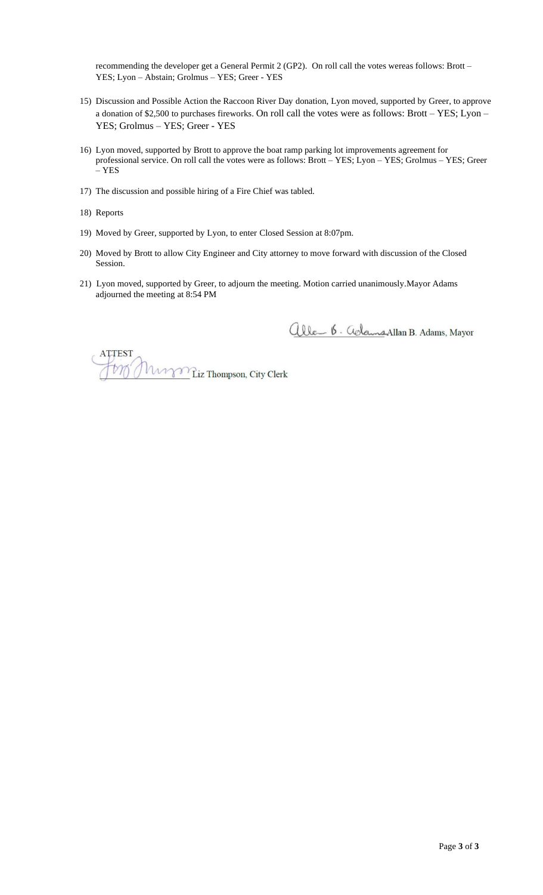recommending the developer get a General Permit 2 (GP2). On roll call the votes wereas follows: Brott – YES; Lyon – Abstain; Grolmus – YES; Greer - YES

15) Discussion and Possible Action the Raccoon River Day donation, Lyon moved, supported by Greer, to approve a donation of $2,500 to purchases fireworks. On roll call the votes were as follows: Brott – YES; Lyon – YES; Grolmus – YES; Greer - YES

16) Lyon moved, supported by Brott to approve the boat ramp parking lot improvements agreement for professional service. On roll call the votes were as follows: Brott – YES; Lyon – YES; Grolmus – YES; Greer – YES

17) The discussion and possible hiring of a Fire Chief was tabled.

18) Reports

19) Moved by Greer, supported by Lyon, to enter Closed Session at 8:07pm.

20) Moved by Brott to allow City Engineer and City attorney to move forward with discussion of the Closed Session.

21) Lyon moved, supported by Greer, to adjourn the meeting. Motion carried unanimously.Mayor Adams adjourned the meeting at 8:54 PM

Allan B. Adams, Mayor

ATTEST

Liz Thompson, City Clerk